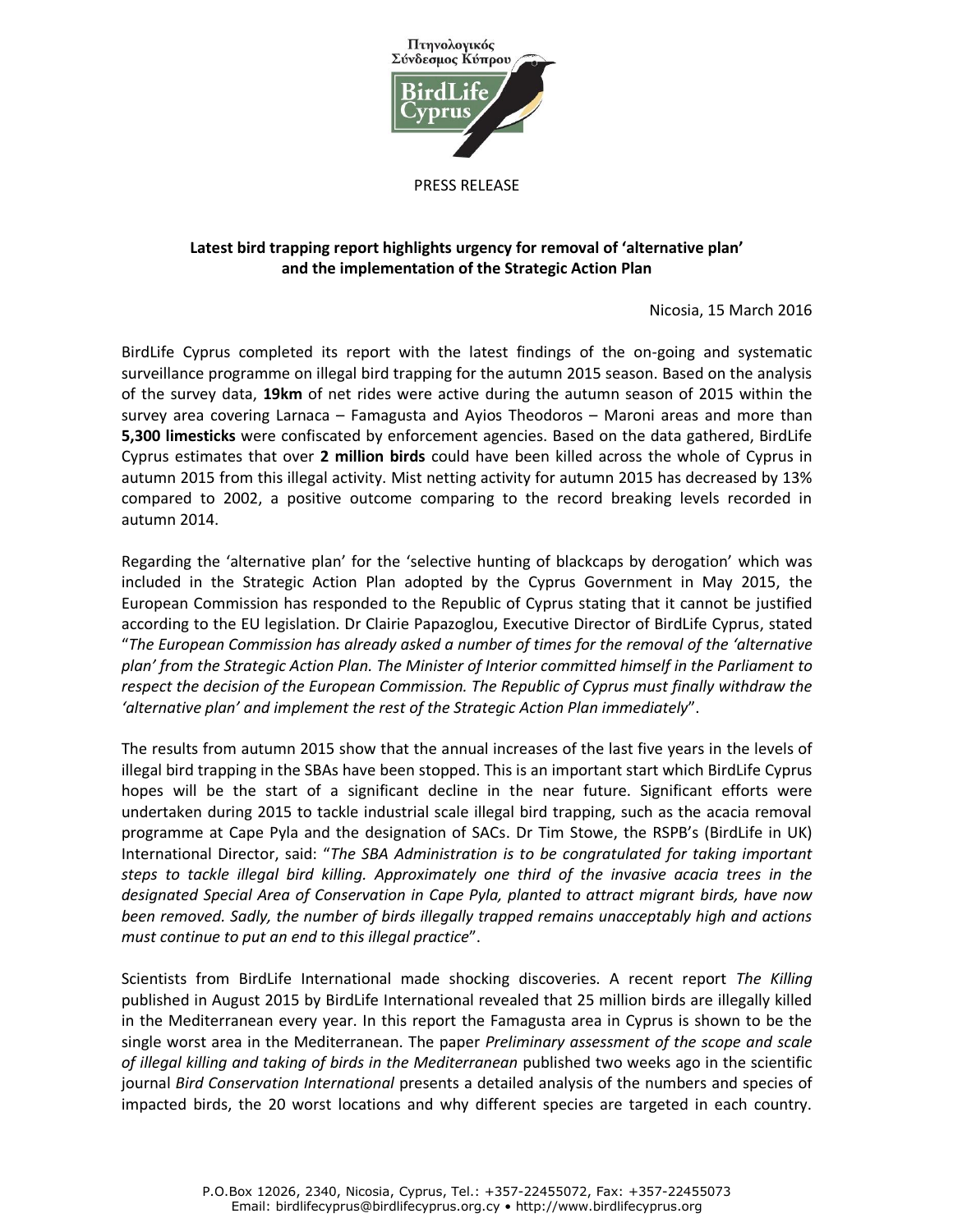Πτηνολογικός Σύνδεσμος Κύπρου

BirdLife Cyprus

PRESS RELEASE

**Latest bird trapping report highlights urgency for removal of 'alternative plan' and the implementation of the Strategic Action Plan**

Nicosia, 15 March 2016

BirdLife Cyprus completed its report with the latest findings of the on-going and systematic surveillance programme on illegal bird trapping for the autumn 2015 season. Based on the analysis of the survey data, **19km** of net rides were active during the autumn season of 2015 within the survey area covering Larnaca – Famagusta and Ayios Theodoros – Maroni areas and more than **5,300 limesticks** were confiscated by enforcement agencies. Based on the data gathered, BirdLife Cyprus estimates that over **2 million birds** could have been killed across the whole of Cyprus in autumn 2015 from this illegal activity. Mist netting activity for autumn 2015 has decreased by 13% compared to 2002, a positive outcome comparing to the record breaking levels recorded in autumn 2014.

Regarding the 'alternative plan' for the 'selective hunting of blackcaps by derogation' which was included in the Strategic Action Plan adopted by the Cyprus Government in May 2015, the European Commission has responded to the Republic of Cyprus stating that it cannot be justified according to the EU legislation. Dr Clairie Papazoglou, Executive Director of BirdLife Cyprus, stated "*The European Commission has already asked a number of times for the removal of the 'alternative plan' from the Strategic Action Plan. The Minister of Interior committed himself in the Parliament to respect the decision of the European Commission. The Republic of Cyprus must finally withdraw the 'alternative plan' and implement the rest of the Strategic Action Plan immediately*".

The results from autumn 2015 show that the annual increases of the last five years in the levels of illegal bird trapping in the SBAs have been stopped. This is an important start which BirdLife Cyprus hopes will be the start of a significant decline in the near future. Significant efforts were undertaken during 2015 to tackle industrial scale illegal bird trapping, such as the acacia removal programme at Cape Pyla and the designation of SACs. Dr Tim Stowe, the RSPB's (BirdLife in UK) International Director, said: "*The SBA Administration is to be congratulated for taking important steps to tackle illegal bird killing. Approximately one third of the invasive acacia trees in the designated Special Area of Conservation in Cape Pyla, planted to attract migrant birds, have now been removed. Sadly, the number of birds illegally trapped remains unacceptably high and actions must continue to put an end to this illegal practice*".

Scientists from BirdLife International made shocking discoveries. A recent report *The Killing* published in August 2015 by BirdLife International revealed that 25 million birds are illegally killed in the Mediterranean every year. In this report the Famagusta area in Cyprus is shown to be the single worst area in the Mediterranean. The paper *Preliminary assessment of the scope and scale of illegal killing and taking of birds in the Mediterranean* published two weeks ago in the scientific journal *Bird Conservation International* presents a detailed analysis of the numbers and species of impacted birds, the 20 worst locations and why different species are targeted in each country.

P.O.Box 12026, 2340, Nicosia, Cyprus, Tel.: +357-22455072, Fax: +357-22455073
Email: birdlifecyprus@birdlifecyprus.org.cy • http://www.birdlifecyprus.org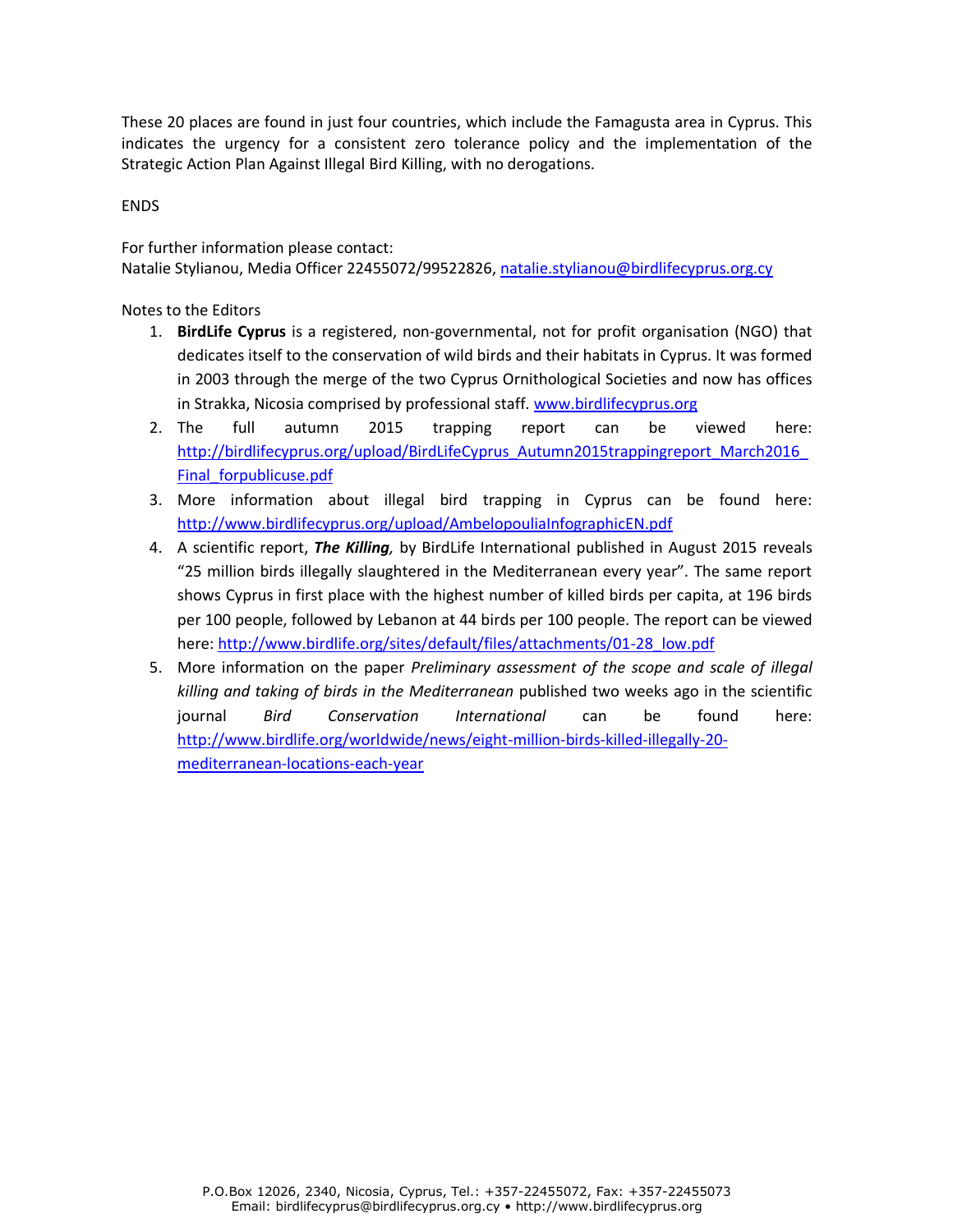These 20 places are found in just four countries, which include the Famagusta area in Cyprus. This indicates the urgency for a consistent zero tolerance policy and the implementation of the Strategic Action Plan Against Illegal Bird Killing, with no derogations.

ENDS

For further information please contact:
Natalie Stylianou, Media Officer 22455072/99522826, natalie.stylianou@birdlifecyprus.org.cy

Notes to the Editors

1. **BirdLife Cyprus** is a registered, non-governmental, not for profit organisation (NGO) that dedicates itself to the conservation of wild birds and their habitats in Cyprus. It was formed in 2003 through the merge of the two Cyprus Ornithological Societies and now has offices in Strakka, Nicosia comprised by professional staff. www.birdlifecyprus.org
2. The full autumn 2015 trapping report can be viewed here: http://birdlifecyprus.org/upload/BirdLifeCyprus_Autumn2015trappingreport_March2016_Final_forpublicuse.pdf
3. More information about illegal bird trapping in Cyprus can be found here: http://www.birdlifecyprus.org/upload/AmbelopouliaInfographicEN.pdf
4. A scientific report, ***The Killing***, by BirdLife International published in August 2015 reveals "25 million birds illegally slaughtered in the Mediterranean every year". The same report shows Cyprus in first place with the highest number of killed birds per capita, at 196 birds per 100 people, followed by Lebanon at 44 birds per 100 people. The report can be viewed here: http://www.birdlife.org/sites/default/files/attachments/01-28_low.pdf
5. More information on the paper *Preliminary assessment of the scope and scale of illegal killing and taking of birds in the Mediterranean* published two weeks ago in the scientific journal *Bird Conservation International* can be found here: http://www.birdlife.org/worldwide/news/eight-million-birds-killed-illegally-20-mediterranean-locations-each-year

P.O.Box 12026, 2340, Nicosia, Cyprus, Tel.: +357-22455072, Fax: +357-22455073
Email: birdlifecyprus@birdlifecyprus.org.cy • http://www.birdlifecyprus.org